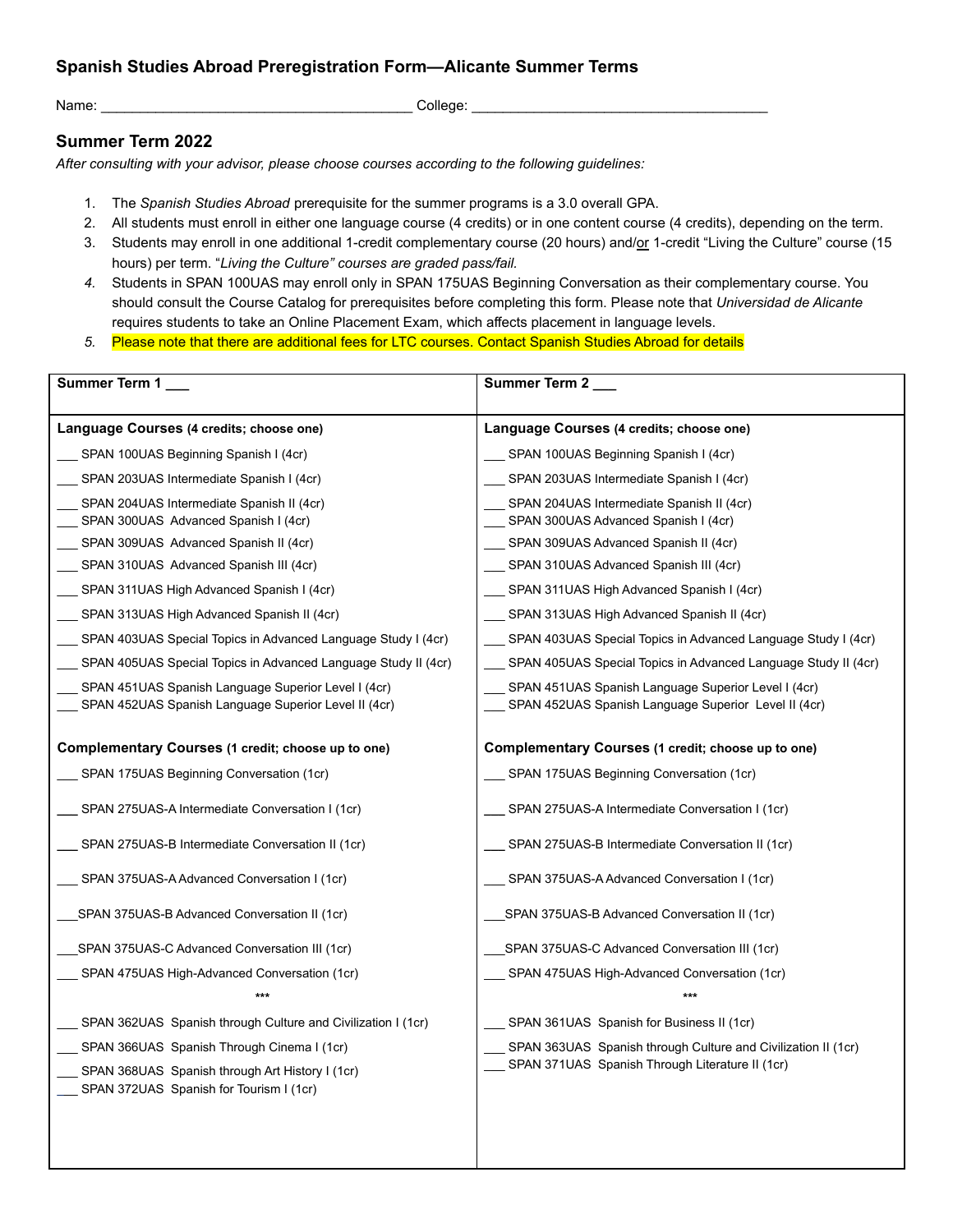### Spanish Studies Abroad Preregistration Form—Alicante Summer Terms

Name: _______________________________________ College: ______________________________________

## Summer Term 2022

*After consulting with your advisor, please choose courses according to the following guidelines:*

1. The *Spanish Studies Abroad* prerequisite for the summer programs is a 3.0 overall GPA.
2. All students must enroll in either one language course (4 credits) or in one content course (4 credits), depending on the term.
3. Students may enroll in one additional 1-credit complementary course (20 hours) and/or 1-credit "Living the Culture" course (15 hours) per term. "*Living the Culture" courses are graded pass/fail.*
4. Students in SPAN 100UAS may enroll only in SPAN 175UAS Beginning Conversation as their complementary course. You should consult the Course Catalog for prerequisites before completing this form. Please note that *Universidad de Alicante* requires students to take an Online Placement Exam, which affects placement in language levels.
5. Please note that there are additional fees for LTC courses. Contact Spanish Studies Abroad for details

| Summer Term 1 ___ | Summer Term 2 ___ |
|---|---|
| **Language Courses (4 credits; choose one)** | **Language Courses (4 credits; choose one)** |
| ___ SPAN 100UAS Beginning Spanish I (4cr) | ___ SPAN 100UAS Beginning Spanish I (4cr) |
| ___ SPAN 203UAS Intermediate Spanish I (4cr) | ___ SPAN 203UAS Intermediate Spanish I (4cr) |
| ___ SPAN 204UAS Intermediate Spanish II (4cr) | ___ SPAN 204UAS Intermediate Spanish II (4cr) |
| ___ SPAN 300UAS Advanced Spanish I (4cr) | ___ SPAN 300UAS Advanced Spanish I (4cr) |
| ___ SPAN 309UAS Advanced Spanish II (4cr) | ___ SPAN 309UAS Advanced Spanish II (4cr) |
| ___ SPAN 310UAS Advanced Spanish III (4cr) | ___ SPAN 310UAS Advanced Spanish III (4cr) |
| ___ SPAN 311UAS High Advanced Spanish I (4cr) | ___ SPAN 311UAS High Advanced Spanish I (4cr) |
| ___ SPAN 313UAS High Advanced Spanish II (4cr) | ___ SPAN 313UAS High Advanced Spanish II (4cr) |
| ___ SPAN 403UAS Special Topics in Advanced Language Study I (4cr) | ___ SPAN 403UAS Special Topics in Advanced Language Study I (4cr) |
| ___ SPAN 405UAS Special Topics in Advanced Language Study II (4cr) | ___ SPAN 405UAS Special Topics in Advanced Language Study II (4cr) |
| ___ SPAN 451UAS Spanish Language Superior Level I (4cr) | ___ SPAN 451UAS Spanish Language Superior Level I (4cr) |
| ___ SPAN 452UAS Spanish Language Superior Level II (4cr) | ___ SPAN 452UAS Spanish Language Superior Level II (4cr) |
| **Complementary Courses (1 credit; choose up to one)** | **Complementary Courses (1 credit; choose up to one)** |
| ___ SPAN 175UAS Beginning Conversation (1cr) | ___ SPAN 175UAS Beginning Conversation (1cr) |
| ___ SPAN 275UAS-A Intermediate Conversation I (1cr) | ___ SPAN 275UAS-A Intermediate Conversation I (1cr) |
| ___ SPAN 275UAS-B Intermediate Conversation II (1cr) | ___ SPAN 275UAS-B Intermediate Conversation II (1cr) |
| ___ SPAN 375UAS-A Advanced Conversation I (1cr) | ___ SPAN 375UAS-A Advanced Conversation I (1cr) |
| ___ SPAN 375UAS-B Advanced Conversation II (1cr) | ___ SPAN 375UAS-B Advanced Conversation II (1cr) |
| ___ SPAN 375UAS-C Advanced Conversation III (1cr) | ___ SPAN 375UAS-C Advanced Conversation III (1cr) |
| ___ SPAN 475UAS High-Advanced Conversation (1cr) | ___ SPAN 475UAS High-Advanced Conversation (1cr) |
| *** | *** |
| ___ SPAN 362UAS Spanish through Culture and Civilization I (1cr) | ___ SPAN 361UAS Spanish for Business II (1cr) |
| ___ SPAN 366UAS Spanish Through Cinema I (1cr) | ___ SPAN 363UAS Spanish through Culture and Civilization II (1cr) |
| ___ SPAN 368UAS Spanish through Art History I (1cr) | ___ SPAN 371UAS Spanish Through Literature II (1cr) |
| ___ SPAN 372UAS Spanish for Tourism I (1cr) | |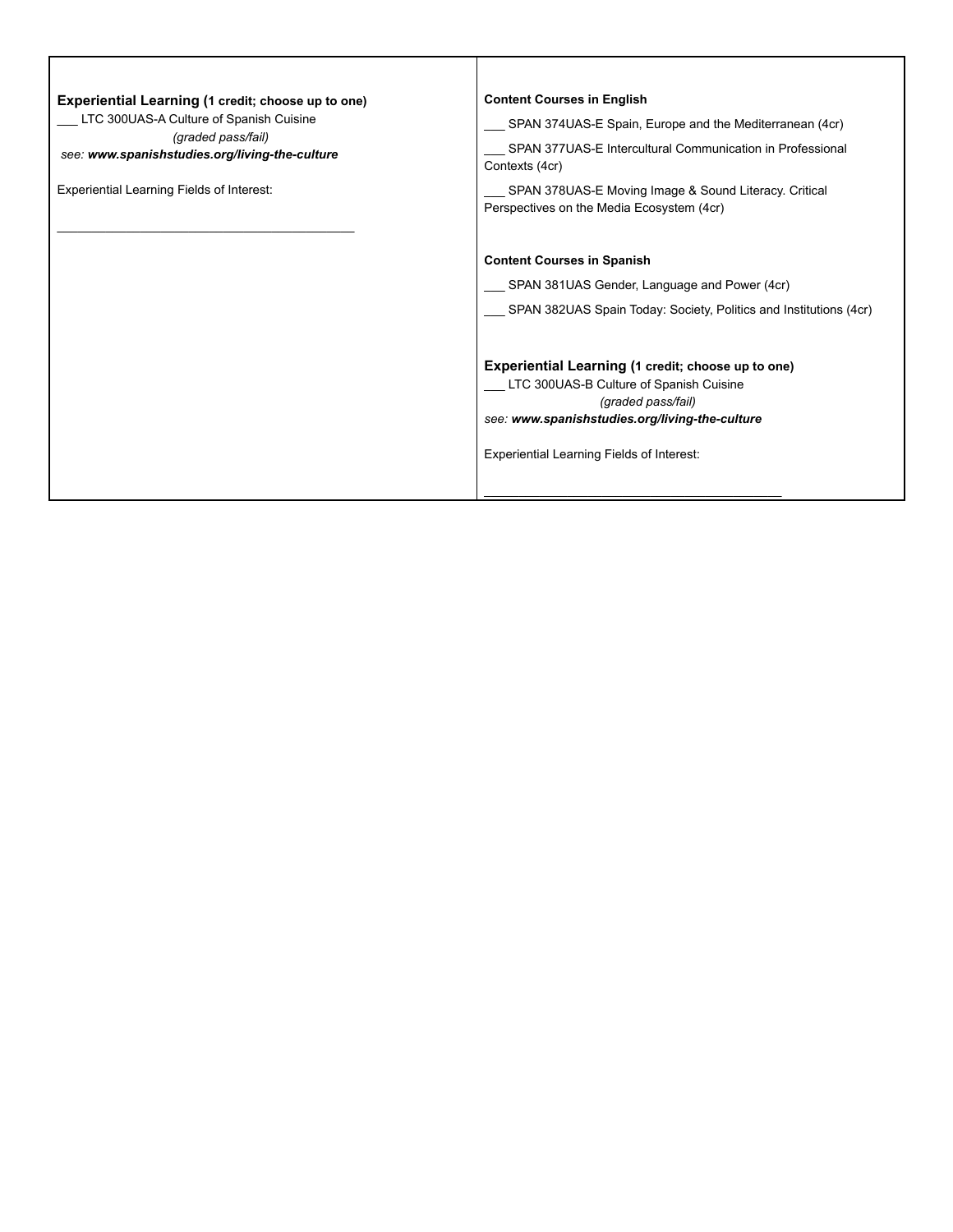**Experiential Learning (1 credit; choose up to one)**
___ LTC 300UAS-A Culture of Spanish Cuisine
*(graded pass/fail)*
*see:* ***www.spanishstudies.org/living-the-culture***

Experiential Learning Fields of Interest:

___________________________________________

**Content Courses in English**

___ SPAN 374UAS-E Spain, Europe and the Mediterranean (4cr)

___ SPAN 377UAS-E Intercultural Communication in Professional Contexts (4cr)

___ SPAN 378UAS-E Moving Image & Sound Literacy. Critical Perspectives on the Media Ecosystem (4cr)

**Content Courses in Spanish**

___ SPAN 381UAS Gender, Language and Power (4cr)

___ SPAN 382UAS Spain Today: Society, Politics and Institutions (4cr)

**Experiential Learning (1 credit; choose up to one)**
___ LTC 300UAS-B Culture of Spanish Cuisine
*(graded pass/fail)*
*see:* ***www.spanishstudies.org/living-the-culture***

Experiential Learning Fields of Interest:

___________________________________________